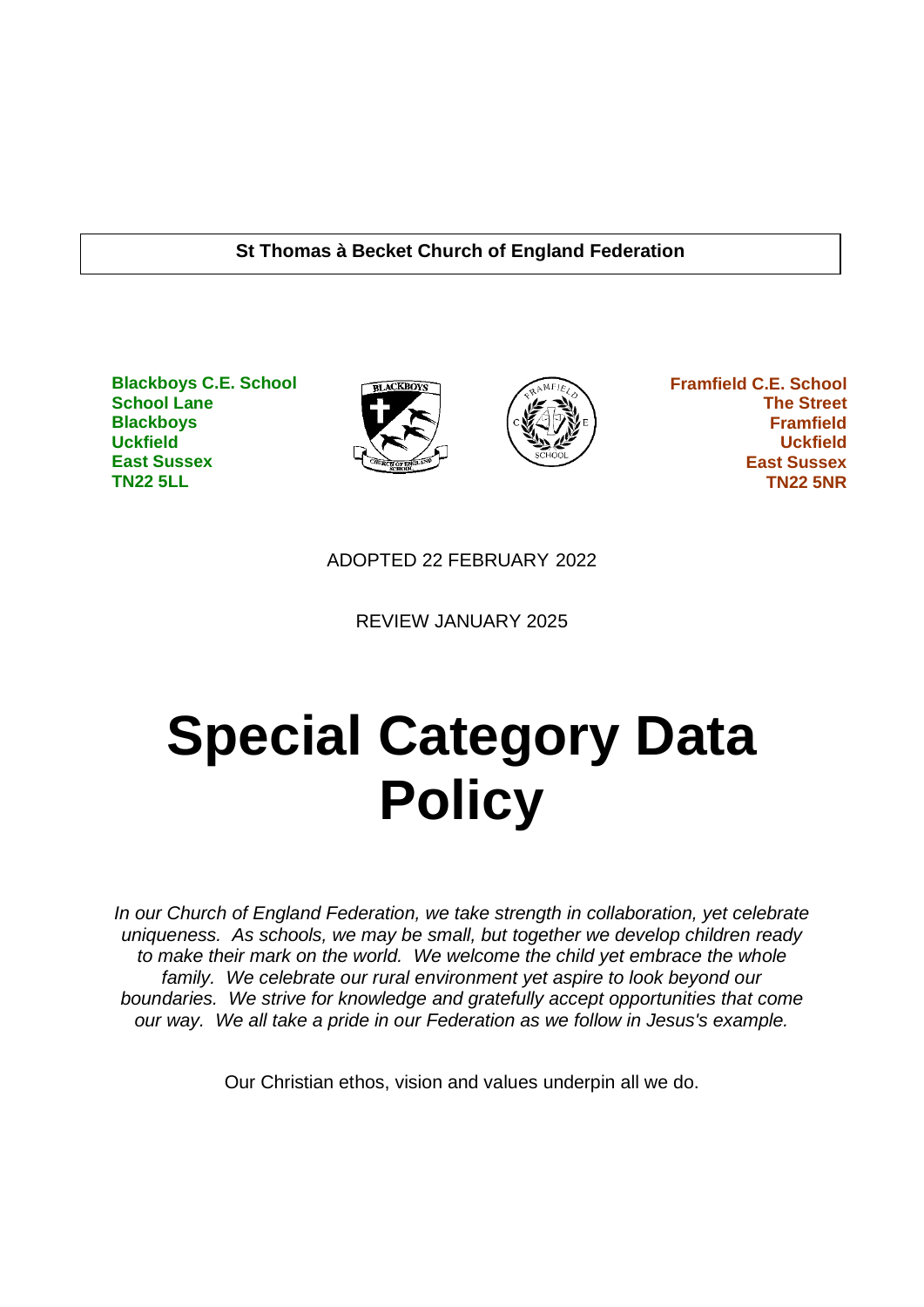**St Thomas à Becket Church of England Federation**

**Blackboys C.E. School**
**School Lane**
**Blackboys**
**Uckfield**
**East Sussex**
**TN22 5LL**

**Framfield C.E. School**
**The Street**
**Framfield**
**Uckfield**
**East Sussex**
**TN22 5NR**

ADOPTED 22 FEBRUARY 2022

REVIEW JANUARY 2025

# Special Category Data Policy

*In our Church of England Federation, we take strength in collaboration, yet celebrate uniqueness. As schools, we may be small, but together we develop children ready to make their mark on the world. We welcome the child yet embrace the whole family. We celebrate our rural environment yet aspire to look beyond our boundaries. We strive for knowledge and gratefully accept opportunities that come our way. We all take a pride in our Federation as we follow in Jesus's example.*

Our Christian ethos, vision and values underpin all we do.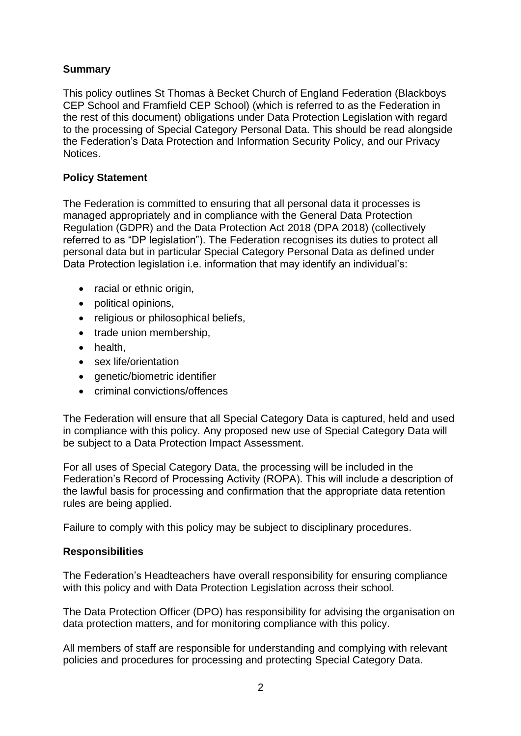**Summary**

This policy outlines St Thomas à Becket Church of England Federation (Blackboys CEP School and Framfield CEP School) (which is referred to as the Federation in the rest of this document) obligations under Data Protection Legislation with regard to the processing of Special Category Personal Data. This should be read alongside the Federation's Data Protection and Information Security Policy, and our Privacy Notices.

**Policy Statement**

The Federation is committed to ensuring that all personal data it processes is managed appropriately and in compliance with the General Data Protection Regulation (GDPR) and the Data Protection Act 2018 (DPA 2018) (collectively referred to as "DP legislation"). The Federation recognises its duties to protect all personal data but in particular Special Category Personal Data as defined under Data Protection legislation i.e. information that may identify an individual's:

- racial or ethnic origin,
- political opinions,
- religious or philosophical beliefs,
- trade union membership,
- health,
- sex life/orientation
- genetic/biometric identifier
- criminal convictions/offences

The Federation will ensure that all Special Category Data is captured, held and used in compliance with this policy. Any proposed new use of Special Category Data will be subject to a Data Protection Impact Assessment.

For all uses of Special Category Data, the processing will be included in the Federation's Record of Processing Activity (ROPA). This will include a description of the lawful basis for processing and confirmation that the appropriate data retention rules are being applied.

Failure to comply with this policy may be subject to disciplinary procedures.

**Responsibilities**

The Federation's Headteachers have overall responsibility for ensuring compliance with this policy and with Data Protection Legislation across their school.

The Data Protection Officer (DPO) has responsibility for advising the organisation on data protection matters, and for monitoring compliance with this policy.

All members of staff are responsible for understanding and complying with relevant policies and procedures for processing and protecting Special Category Data.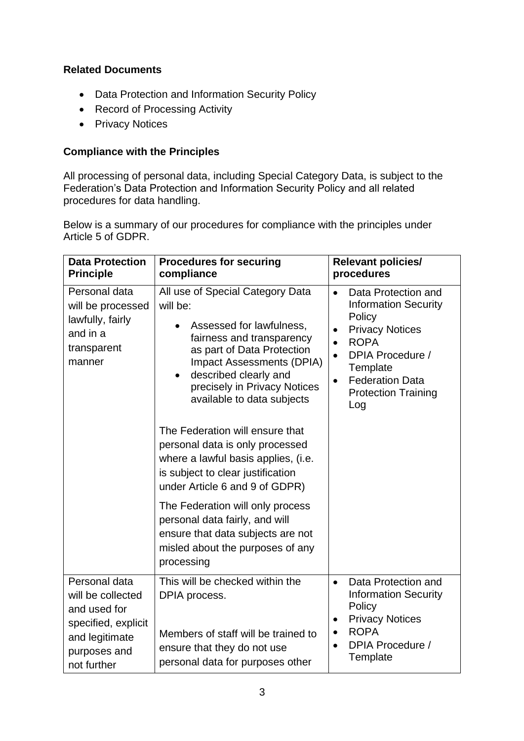### Related Documents

- Data Protection and Information Security Policy
- Record of Processing Activity
- Privacy Notices

### Compliance with the Principles

All processing of personal data, including Special Category Data, is subject to the Federation's Data Protection and Information Security Policy and all related procedures for data handling.

Below is a summary of our procedures for compliance with the principles under Article 5 of GDPR.

| Data Protection Principle | Procedures for securing compliance | Relevant policies/ procedures |
|---|---|---|
| Personal data will be processed lawfully, fairly and in a transparent manner | All use of Special Category Data will be:<br>• Assessed for lawfulness, fairness and transparency as part of Data Protection Impact Assessments (DPIA)<br>• described clearly and precisely in Privacy Notices available to data subjects<br><br>The Federation will ensure that personal data is only processed where a lawful basis applies, (i.e. is subject to clear justification under Article 6 and 9 of GDPR)<br><br>The Federation will only process personal data fairly, and will ensure that data subjects are not misled about the purposes of any processing | • Data Protection and Information Security Policy<br>• Privacy Notices<br>• ROPA<br>• DPIA Procedure / Template<br>• Federation Data Protection Training Log |
| Personal data will be collected and used for specified, explicit and legitimate purposes and not further | This will be checked within the DPIA process.<br><br>Members of staff will be trained to ensure that they do not use personal data for purposes other | • Data Protection and Information Security Policy<br>• Privacy Notices<br>• ROPA<br>• DPIA Procedure / Template |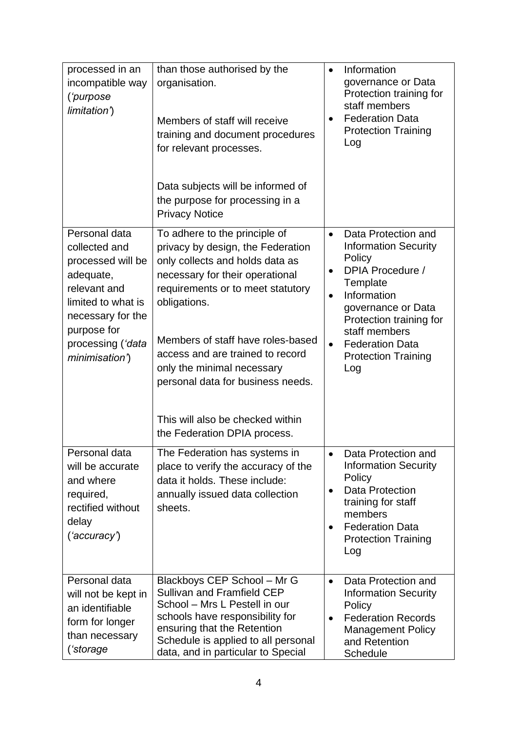| | | |
|---|---|---|
| processed in an incompatible way (*'purpose limitation'*) | than those authorised by the organisation.<br><br>Members of staff will receive training and document procedures for relevant processes.<br><br>Data subjects will be informed of the purpose for processing in a Privacy Notice | • Information governance or Data Protection training for staff members<br>• Federation Data Protection Training Log |
| Personal data collected and processed will be adequate, relevant and limited to what is necessary for the purpose for processing (*'data minimisation'*) | To adhere to the principle of privacy by design, the Federation only collects and holds data as necessary for their operational requirements or to meet statutory obligations.<br><br>Members of staff have roles-based access and are trained to record only the minimal necessary personal data for business needs.<br><br>This will also be checked within the Federation DPIA process. | • Data Protection and Information Security Policy<br>• DPIA Procedure / Template<br>• Information governance or Data Protection training for staff members<br>• Federation Data Protection Training Log |
| Personal data will be accurate and where required, rectified without delay (*'accuracy'*) | The Federation has systems in place to verify the accuracy of the data it holds. These include: annually issued data collection sheets. | • Data Protection and Information Security Policy<br>• Data Protection training for staff members<br>• Federation Data Protection Training Log |
| Personal data will not be kept in an identifiable form for longer than necessary (*'storage* | Blackboys CEP School – Mr G Sullivan and Framfield CEP School – Mrs L Pestell in our schools have responsibility for ensuring that the Retention Schedule is applied to all personal data, and in particular to Special | • Data Protection and Information Security Policy<br>• Federation Records Management Policy and Retention Schedule |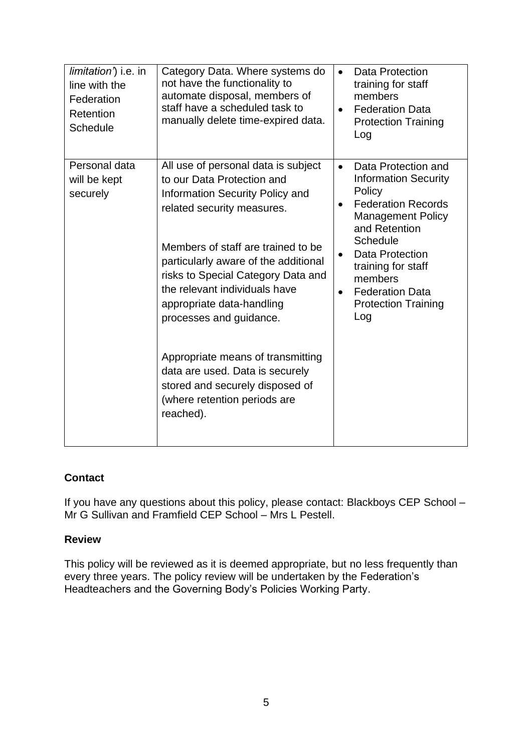| | | |
|---|---|---|
| *limitation'*) i.e. in line with the Federation Retention Schedule | Category Data. Where systems do not have the functionality to automate disposal, members of staff have a scheduled task to manually delete time-expired data. | • Data Protection training for staff members<br>• Federation Data Protection Training Log |
| Personal data will be kept securely | All use of personal data is subject to our Data Protection and Information Security Policy and related security measures.<br><br>Members of staff are trained to be particularly aware of the additional risks to Special Category Data and the relevant individuals have appropriate data-handling processes and guidance.<br><br>Appropriate means of transmitting data are used. Data is securely stored and securely disposed of (where retention periods are reached). | • Data Protection and Information Security Policy<br>• Federation Records Management Policy and Retention Schedule<br>• Data Protection training for staff members<br>• Federation Data Protection Training Log |

**Contact**

If you have any questions about this policy, please contact: Blackboys CEP School – Mr G Sullivan and Framfield CEP School – Mrs L Pestell.

**Review**

This policy will be reviewed as it is deemed appropriate, but no less frequently than every three years. The policy review will be undertaken by the Federation's Headteachers and the Governing Body's Policies Working Party.